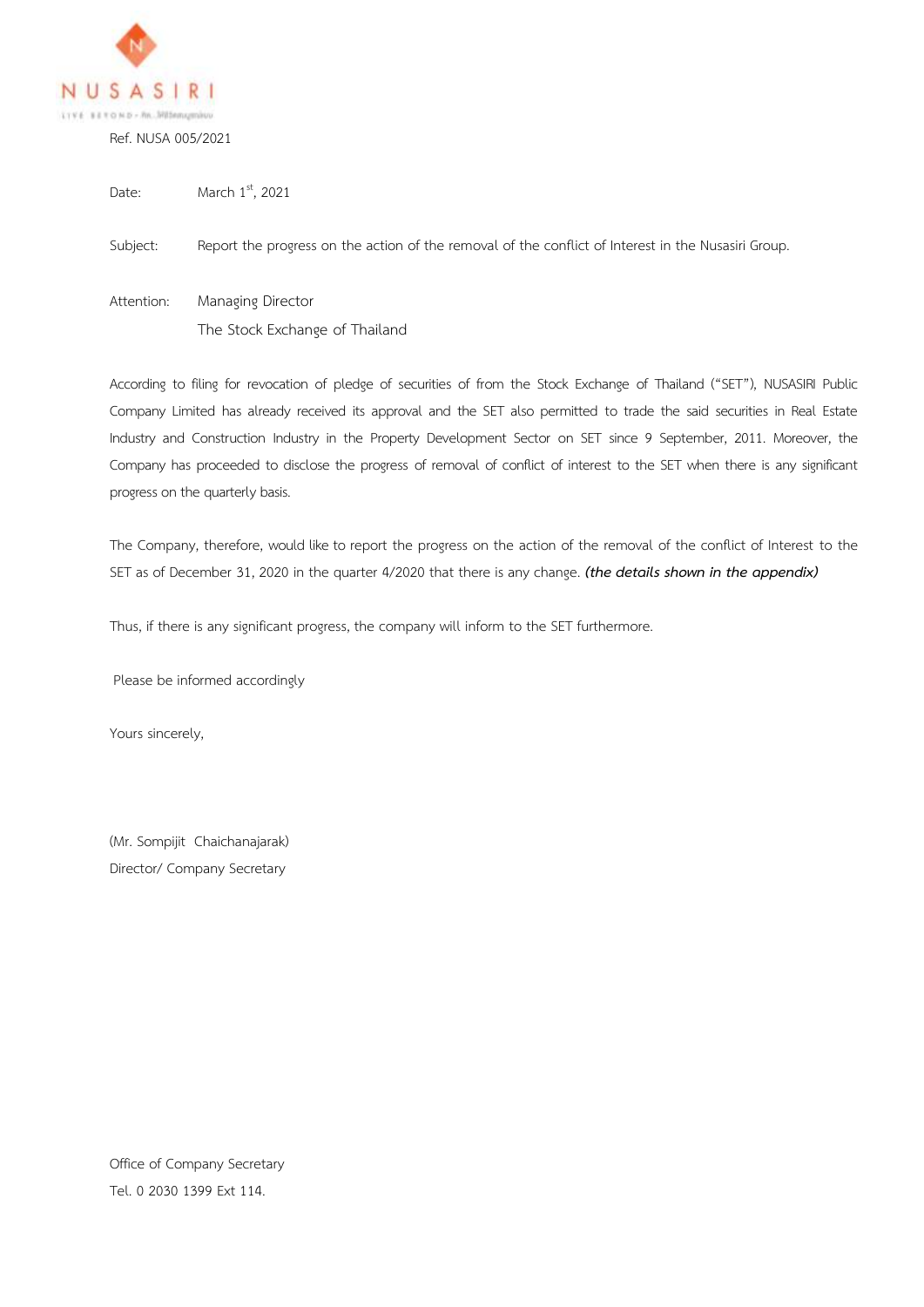NUSASIRI

Ref. NUSA 005/2021

Date: March 1st, 2021

Subject: Report the progress on the action of the removal of the conflict of Interest in the Nusasiri Group.

Attention: Managing Director
The Stock Exchange of Thailand

According to filing for revocation of pledge of securities of from the Stock Exchange of Thailand ("SET"), NUSASIRI Public Company Limited has already received its approval and the SET also permitted to trade the said securities in Real Estate Industry and Construction Industry in the Property Development Sector on SET since 9 September, 2011. Moreover, the Company has proceeded to disclose the progress of removal of conflict of interest to the SET when there is any significant progress on the quarterly basis.

The Company, therefore, would like to report the progress on the action of the removal of the conflict of Interest to the SET as of December 31, 2020 in the quarter 4/2020 that there is any change. ***(the details shown in the appendix)***

Thus, if there is any significant progress, the company will inform to the SET furthermore.

Please be informed accordingly

Yours sincerely,

(Mr. Sompijit Chaichanajarak)
Director/ Company Secretary

Office of Company Secretary
Tel. 0 2030 1399 Ext 114.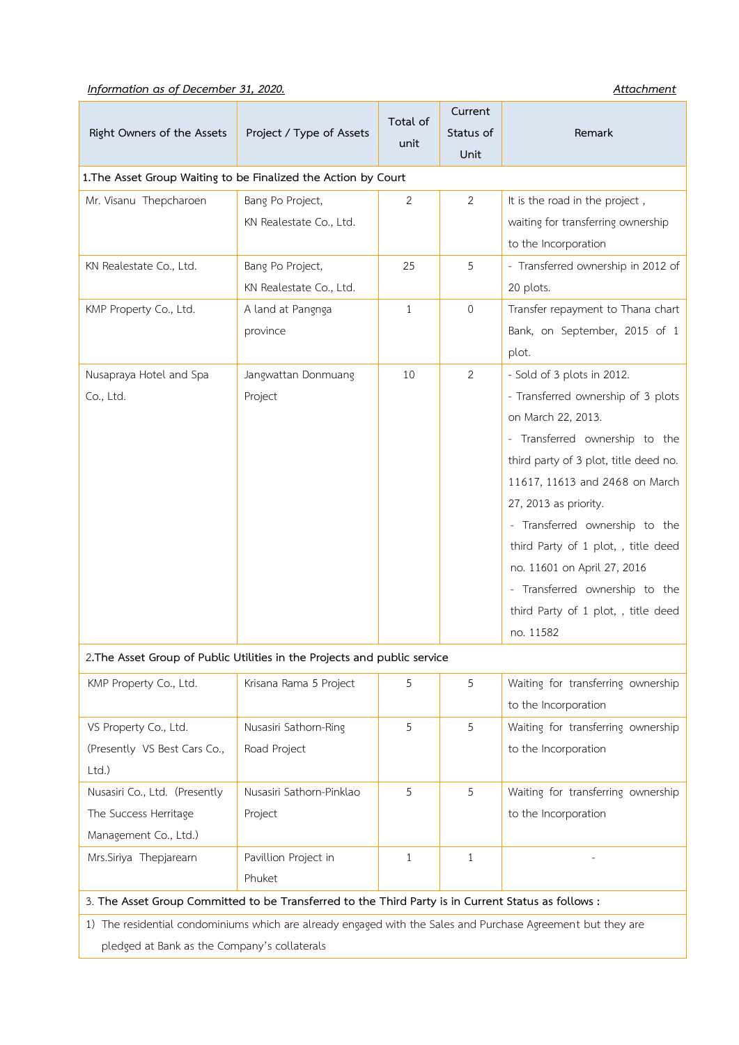*Information as of December 31, 2020.* *Attachment*

| Right Owners of the Assets | Project / Type of Assets | Total of unit | Current Status of Unit | Remark |
|---|---|---|---|---|
| 1.The Asset Group Waiting to be Finalized the Action by Court | | | | |
| Mr. Visanu Thepcharoen | Bang Po Project, KN Realestate Co., Ltd. | 2 | 2 | It is the road in the project , waiting for transferring ownership to the Incorporation |
| KN Realestate Co., Ltd. | Bang Po Project, KN Realestate Co., Ltd. | 25 | 5 | - Transferred ownership in 2012 of 20 plots. |
| KMP Property Co., Ltd. | A land at Pangnga province | 1 | 0 | Transfer repayment to Thana chart Bank, on September, 2015 of 1 plot. |
| Nusapraya Hotel and Spa Co., Ltd. | Jangwattan Donmuang Project | 10 | 2 | - Sold of 3 plots in 2012.<br>- Transferred ownership of 3 plots on March 22, 2013.<br>- Transferred ownership to the third party of 3 plot, title deed no. 11617, 11613 and 2468 on March 27, 2013 as priority.<br>- Transferred ownership to the third Party of 1 plot, , title deed no. 11601 on April 27, 2016<br>- Transferred ownership to the third Party of 1 plot, , title deed no. 11582 |
| 2.The Asset Group of Public Utilities in the Projects and public service | | | | |
| KMP Property Co., Ltd. | Krisana Rama 5 Project | 5 | 5 | Waiting for transferring ownership to the Incorporation |
| VS Property Co., Ltd. (Presently VS Best Cars Co., Ltd.) | Nusasiri Sathorn-Ring Road Project | 5 | 5 | Waiting for transferring ownership to the Incorporation |
| Nusasiri Co., Ltd. (Presently The Success Herritage Management Co., Ltd.) | Nusasiri Sathorn-Pinklao Project | 5 | 5 | Waiting for transferring ownership to the Incorporation |
| Mrs.Siriya Thepjarearn | Pavillion Project in Phuket | 1 | 1 | - |
| 3. **The Asset Group Committed to be Transferred to the Third Party is in Current Status as follows :** | | | | |
| 1) The residential condominiums which are already engaged with the Sales and Purchase Agreement but they are pledged at Bank as the Company's collaterals | | | | |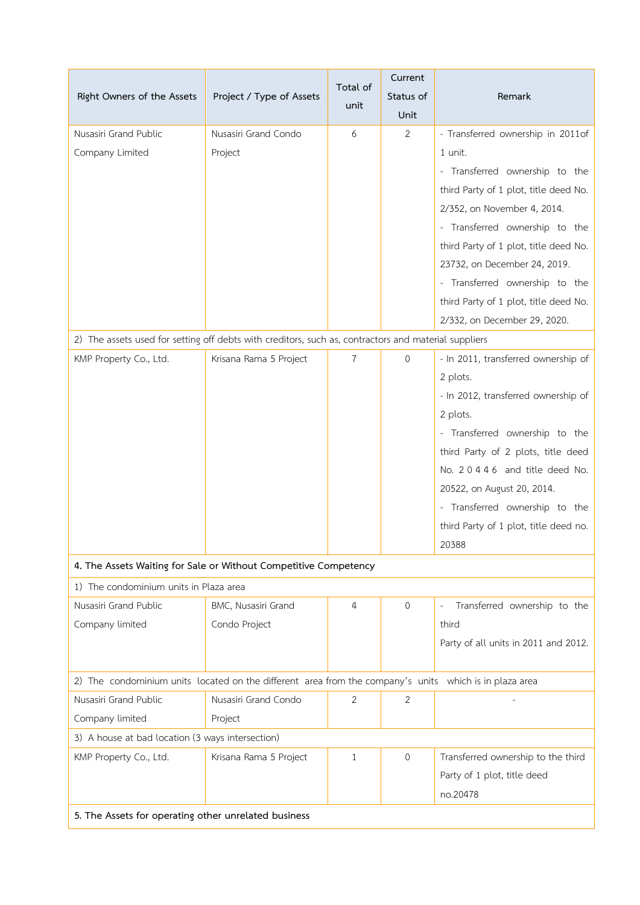| Right Owners of the Assets | Project / Type of Assets | Total of unit | Current Status of Unit | Remark |
|---|---|---|---|---|
| Nusasiri Grand Public Company Limited | Nusasiri Grand Condo Project | 6 | 2 | - Transferred ownership in 2011of 1 unit.<br>- Transferred ownership to the third Party of 1 plot, title deed No. 2/352, on November 4, 2014.<br>- Transferred ownership to the third Party of 1 plot, title deed No. 23732, on December 24, 2019.<br>- Transferred ownership to the third Party of 1 plot, title deed No. 2/332, on December 29, 2020. |
| 2) The assets used for setting off debts with creditors, such as, contractors and material suppliers | | | | |
| KMP Property Co., Ltd. | Krisana Rama 5 Project | 7 | 0 | - In 2011, transferred ownership of 2 plots.<br>- In 2012, transferred ownership of 2 plots.<br>- Transferred ownership to the third Party of 2 plots, title deed No. 20446 and title deed No. 20522, on August 20, 2014.<br>- Transferred ownership to the third Party of 1 plot, title deed no. 20388 |
| **4. The Assets Waiting for Sale or Without Competitive Competency** | | | | |
| 1) The condominium units in Plaza area | | | | |
| Nusasiri Grand Public Company limited | BMC, Nusasiri Grand Condo Project | 4 | 0 | - Transferred ownership to the third Party of all units in 2011 and 2012. |
| 2) The condominium units located on the different area from the company's units which is in plaza area | | | | |
| Nusasiri Grand Public Company limited | Nusasiri Grand Condo Project | 2 | 2 | - |
| 3) A house at bad location (3 ways intersection) | | | | |
| KMP Property Co., Ltd. | Krisana Rama 5 Project | 1 | 0 | Transferred ownership to the third Party of 1 plot, title deed no.20478 |
| **5. The Assets for operating other unrelated business** | | | | |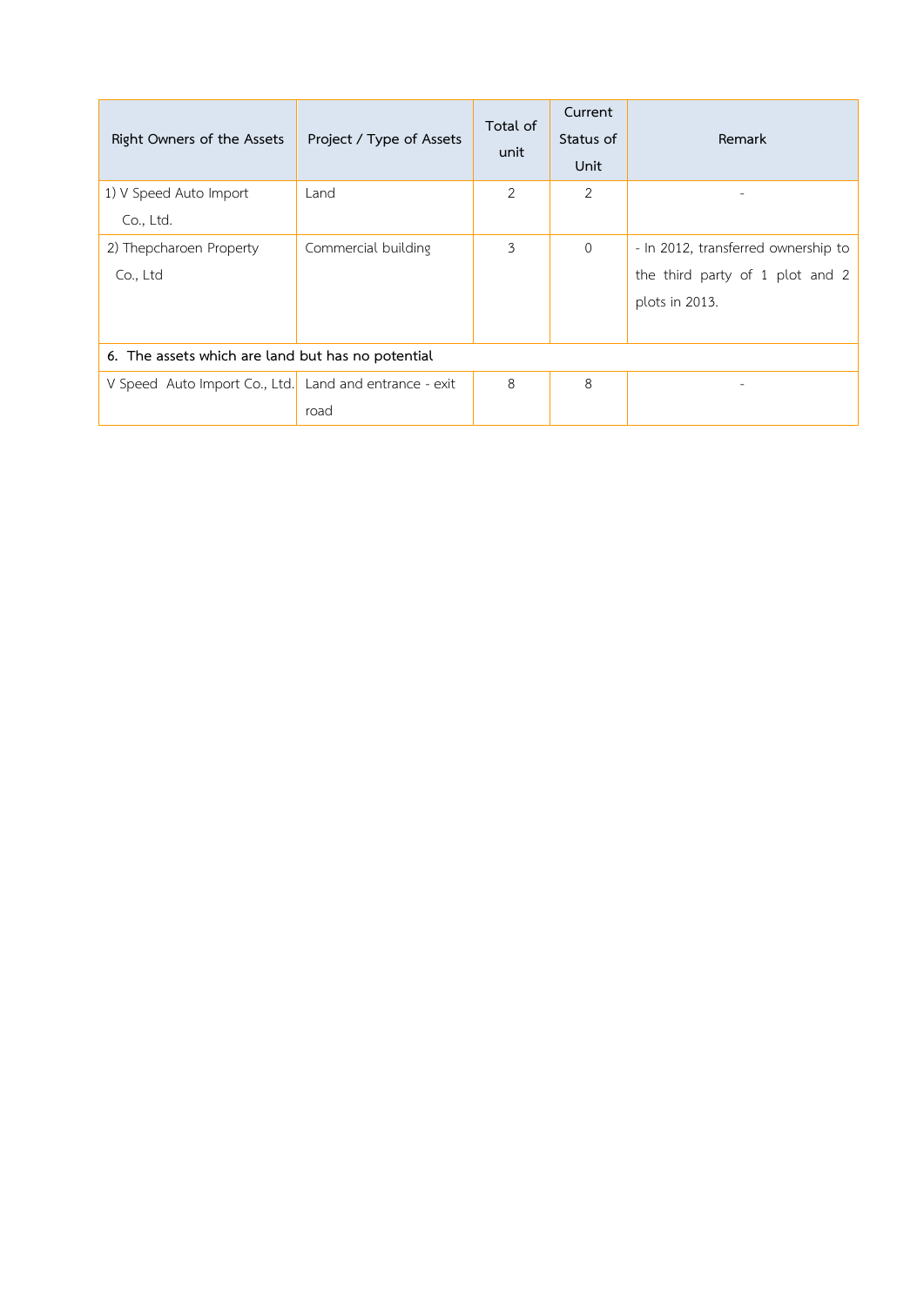| Right Owners of the Assets | Project / Type of Assets | Total of unit | Current Status of Unit | Remark |
|---|---|---|---|---|
| 1) V Speed Auto Import Co., Ltd. | Land | 2 | 2 | - |
| 2) Thepcharoen Property Co., Ltd | Commercial building | 3 | 0 | - In 2012, transferred ownership to the third party of 1 plot and 2 plots in 2013. |
| **6. The assets which are land but has no potential** | | | | |
| V Speed Auto Import Co., Ltd. | Land and entrance - exit road | 8 | 8 | - |